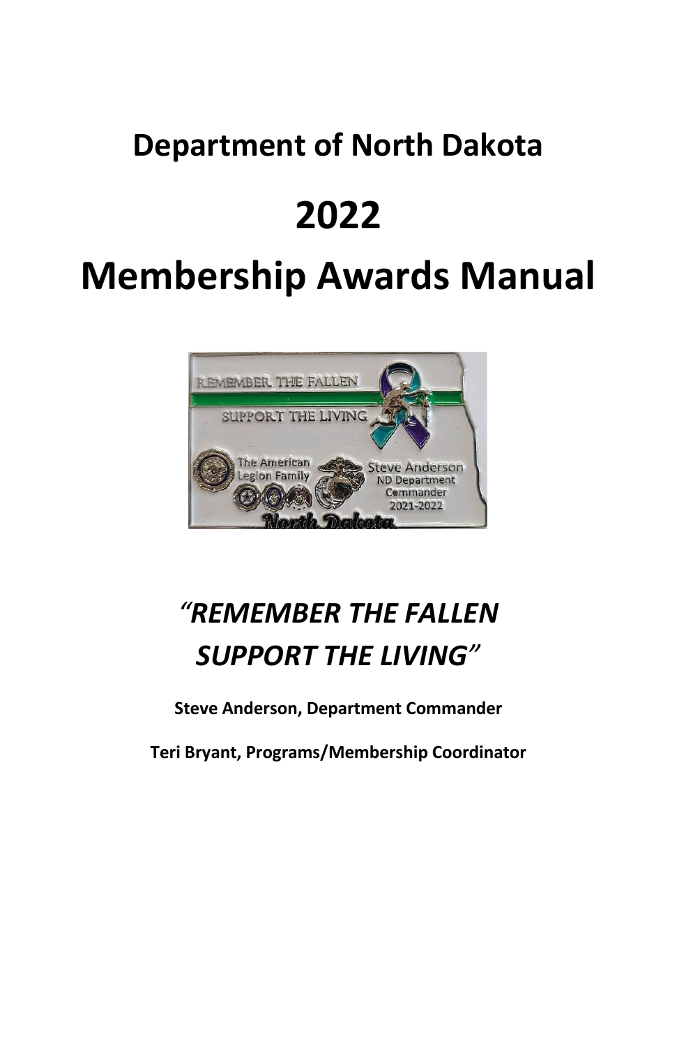# Department of North Dakota

# 2022

# Membership Awards Manual

## *"REMEMBER THE FALLEN SUPPORT THE LIVING"*

**Steve Anderson, Department Commander**

**Teri Bryant, Programs/Membership Coordinator**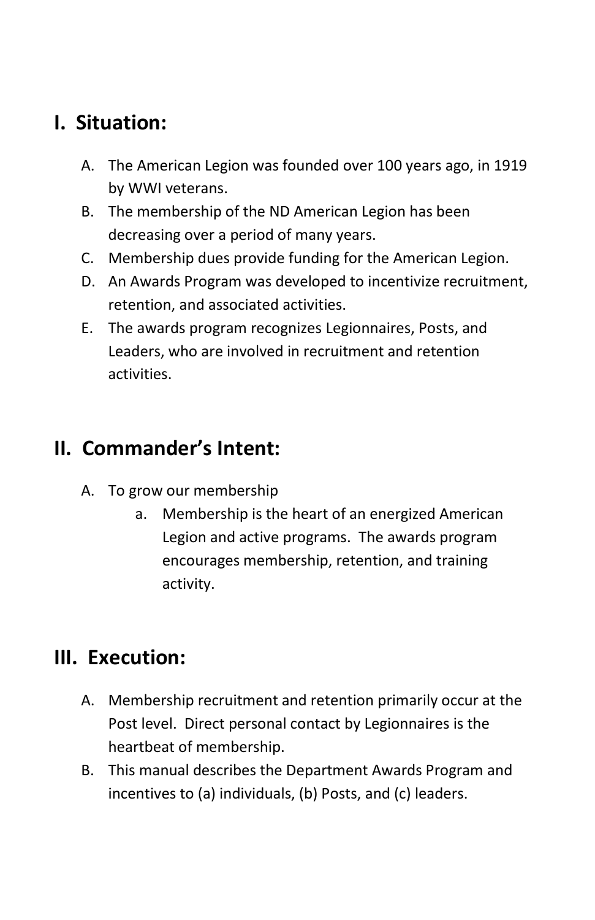## I. Situation:

A. The American Legion was founded over 100 years ago, in 1919 by WWI veterans.
B. The membership of the ND American Legion has been decreasing over a period of many years.
C. Membership dues provide funding for the American Legion.
D. An Awards Program was developed to incentivize recruitment, retention, and associated activities.
E. The awards program recognizes Legionnaires, Posts, and Leaders, who are involved in recruitment and retention activities.

## II. Commander's Intent:

A. To grow our membership
   a. Membership is the heart of an energized American Legion and active programs. The awards program encourages membership, retention, and training activity.

## III. Execution:

A. Membership recruitment and retention primarily occur at the Post level. Direct personal contact by Legionnaires is the heartbeat of membership.
B. This manual describes the Department Awards Program and incentives to (a) individuals, (b) Posts, and (c) leaders.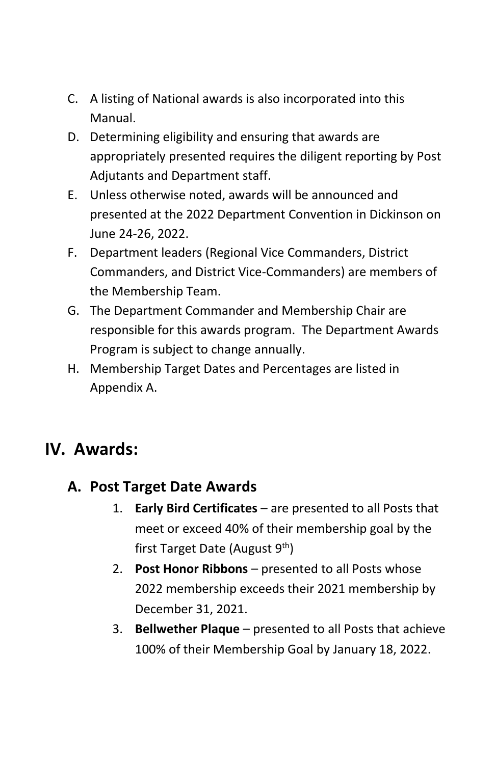C. A listing of National awards is also incorporated into this Manual.

D. Determining eligibility and ensuring that awards are appropriately presented requires the diligent reporting by Post Adjutants and Department staff.

E. Unless otherwise noted, awards will be announced and presented at the 2022 Department Convention in Dickinson on June 24-26, 2022.

F. Department leaders (Regional Vice Commanders, District Commanders, and District Vice-Commanders) are members of the Membership Team.

G. The Department Commander and Membership Chair are responsible for this awards program. The Department Awards Program is subject to change annually.

H. Membership Target Dates and Percentages are listed in Appendix A.

# IV. Awards:

## A. Post Target Date Awards

1. **Early Bird Certificates** – are presented to all Posts that meet or exceed 40% of their membership goal by the first Target Date (August 9th)
2. **Post Honor Ribbons** – presented to all Posts whose 2022 membership exceeds their 2021 membership by December 31, 2021.
3. **Bellwether Plaque** – presented to all Posts that achieve 100% of their Membership Goal by January 18, 2022.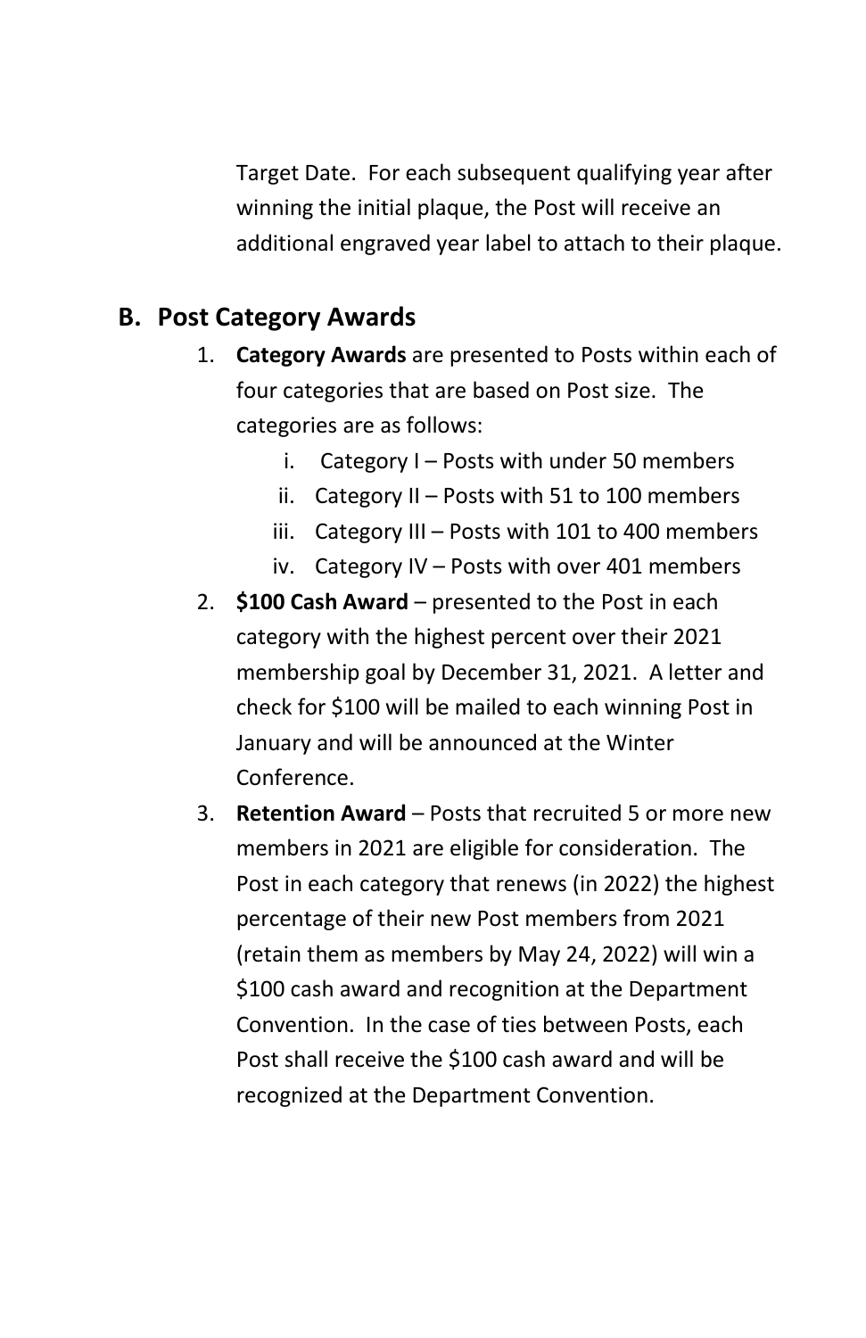Target Date. For each subsequent qualifying year after winning the initial plaque, the Post will receive an additional engraved year label to attach to their plaque.

## B. Post Category Awards

1. **Category Awards** are presented to Posts within each of four categories that are based on Post size. The categories are as follows:
   i. Category I – Posts with under 50 members
   ii. Category II – Posts with 51 to 100 members
   iii. Category III – Posts with 101 to 400 members
   iv. Category IV – Posts with over 401 members
2. **$100 Cash Award** – presented to the Post in each category with the highest percent over their 2021 membership goal by December 31, 2021. A letter and check for $100 will be mailed to each winning Post in January and will be announced at the Winter Conference.
3. **Retention Award** – Posts that recruited 5 or more new members in 2021 are eligible for consideration. The Post in each category that renews (in 2022) the highest percentage of their new Post members from 2021 (retain them as members by May 24, 2022) will win a $100 cash award and recognition at the Department Convention. In the case of ties between Posts, each Post shall receive the $100 cash award and will be recognized at the Department Convention.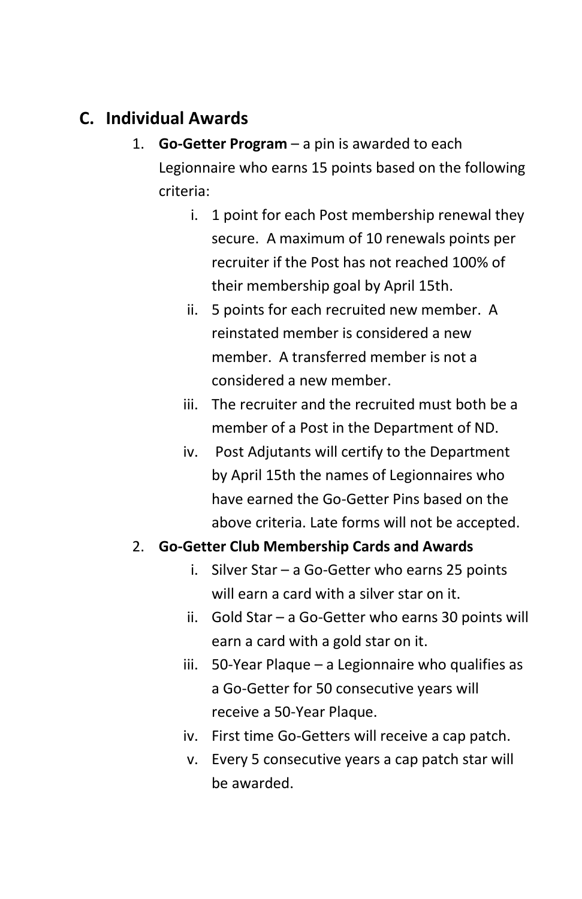## C. Individual Awards

1. **Go-Getter Program** – a pin is awarded to each Legionnaire who earns 15 points based on the following criteria:
    i. 1 point for each Post membership renewal they secure. A maximum of 10 renewals points per recruiter if the Post has not reached 100% of their membership goal by April 15th.
    ii. 5 points for each recruited new member. A reinstated member is considered a new member. A transferred member is not a considered a new member.
    iii. The recruiter and the recruited must both be a member of a Post in the Department of ND.
    iv. Post Adjutants will certify to the Department by April 15th the names of Legionnaires who have earned the Go-Getter Pins based on the above criteria. Late forms will not be accepted.
2. **Go-Getter Club Membership Cards and Awards**
    i. Silver Star – a Go-Getter who earns 25 points will earn a card with a silver star on it.
    ii. Gold Star – a Go-Getter who earns 30 points will earn a card with a gold star on it.
    iii. 50-Year Plaque – a Legionnaire who qualifies as a Go-Getter for 50 consecutive years will receive a 50-Year Plaque.
    iv. First time Go-Getters will receive a cap patch.
    v. Every 5 consecutive years a cap patch star will be awarded.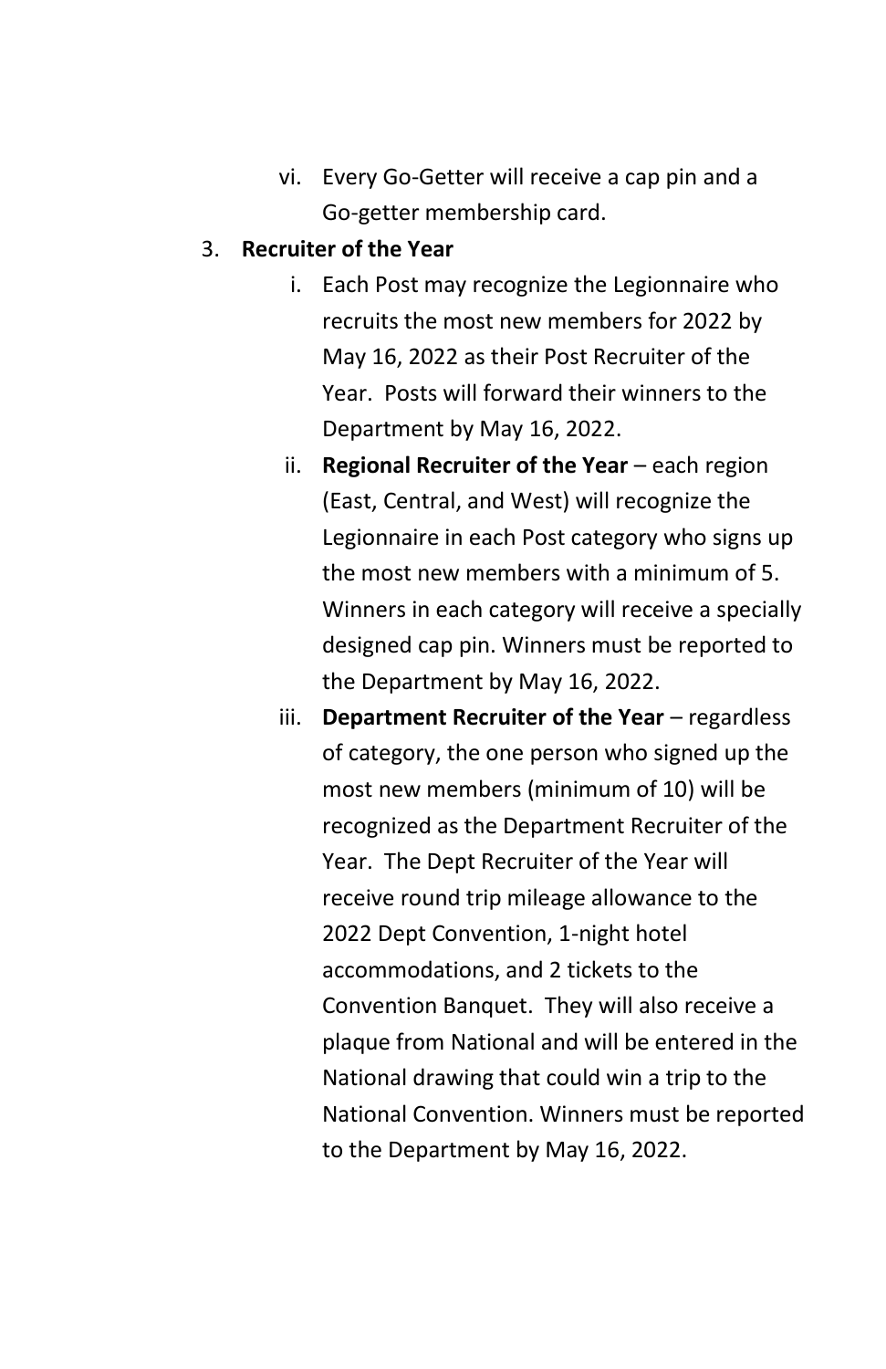vi. Every Go-Getter will receive a cap pin and a Go-getter membership card.

3. **Recruiter of the Year**

   i. Each Post may recognize the Legionnaire who recruits the most new members for 2022 by May 16, 2022 as their Post Recruiter of the Year. Posts will forward their winners to the Department by May 16, 2022.

   ii. **Regional Recruiter of the Year** – each region (East, Central, and West) will recognize the Legionnaire in each Post category who signs up the most new members with a minimum of 5. Winners in each category will receive a specially designed cap pin. Winners must be reported to the Department by May 16, 2022.

   iii. **Department Recruiter of the Year** – regardless of category, the one person who signed up the most new members (minimum of 10) will be recognized as the Department Recruiter of the Year. The Dept Recruiter of the Year will receive round trip mileage allowance to the 2022 Dept Convention, 1-night hotel accommodations, and 2 tickets to the Convention Banquet. They will also receive a plaque from National and will be entered in the National drawing that could win a trip to the National Convention. Winners must be reported to the Department by May 16, 2022.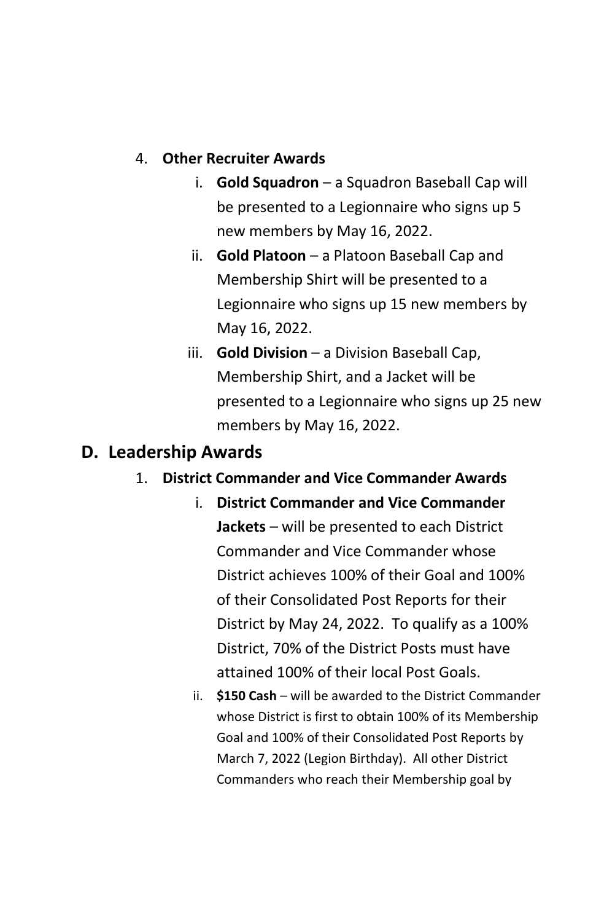4. **Other Recruiter Awards**
    i. **Gold Squadron** – a Squadron Baseball Cap will be presented to a Legionnaire who signs up 5 new members by May 16, 2022.
    ii. **Gold Platoon** – a Platoon Baseball Cap and Membership Shirt will be presented to a Legionnaire who signs up 15 new members by May 16, 2022.
    iii. **Gold Division** – a Division Baseball Cap, Membership Shirt, and a Jacket will be presented to a Legionnaire who signs up 25 new members by May 16, 2022.

## D. Leadership Awards

1. **District Commander and Vice Commander Awards**
    i. **District Commander and Vice Commander Jackets** – will be presented to each District Commander and Vice Commander whose District achieves 100% of their Goal and 100% of their Consolidated Post Reports for their District by May 24, 2022. To qualify as a 100% District, 70% of the District Posts must have attained 100% of their local Post Goals.
    ii. **$150 Cash** – will be awarded to the District Commander whose District is first to obtain 100% of its Membership Goal and 100% of their Consolidated Post Reports by March 7, 2022 (Legion Birthday). All other District Commanders who reach their Membership goal by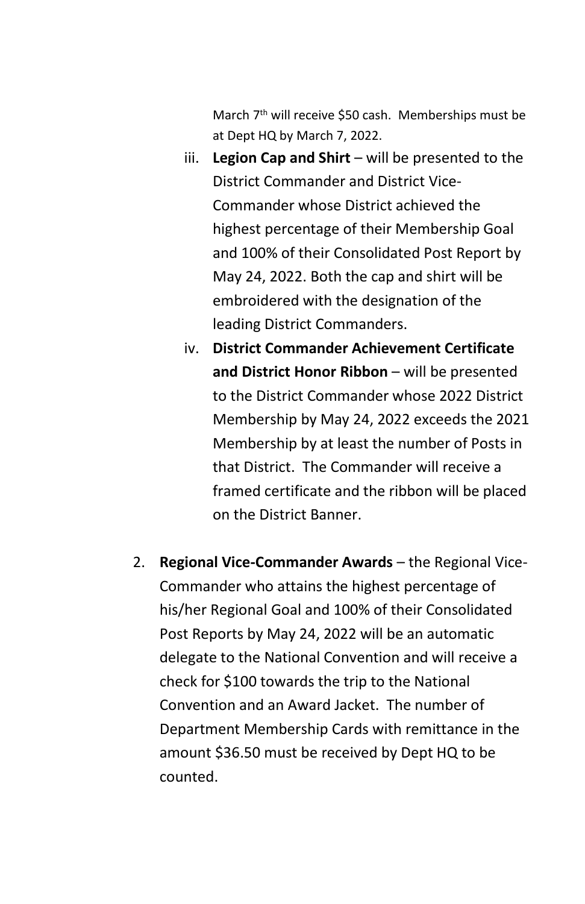March 7th will receive $50 cash. Memberships must be at Dept HQ by March 7, 2022.

iii. **Legion Cap and Shirt** – will be presented to the District Commander and District Vice-Commander whose District achieved the highest percentage of their Membership Goal and 100% of their Consolidated Post Report by May 24, 2022. Both the cap and shirt will be embroidered with the designation of the leading District Commanders.

iv. **District Commander Achievement Certificate and District Honor Ribbon** – will be presented to the District Commander whose 2022 District Membership by May 24, 2022 exceeds the 2021 Membership by at least the number of Posts in that District. The Commander will receive a framed certificate and the ribbon will be placed on the District Banner.

2. **Regional Vice-Commander Awards** – the Regional Vice-Commander who attains the highest percentage of his/her Regional Goal and 100% of their Consolidated Post Reports by May 24, 2022 will be an automatic delegate to the National Convention and will receive a check for $100 towards the trip to the National Convention and an Award Jacket. The number of Department Membership Cards with remittance in the amount $36.50 must be received by Dept HQ to be counted.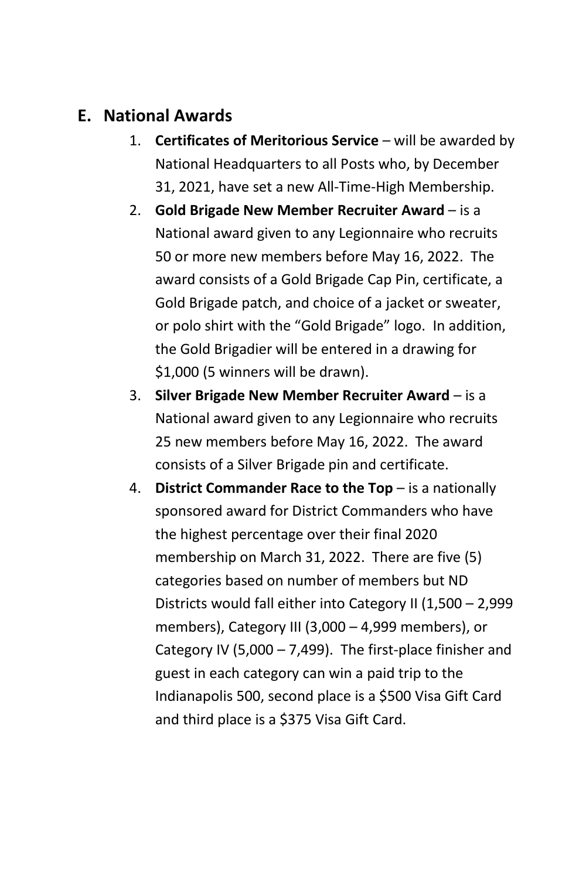## E. National Awards

1. **Certificates of Meritorious Service** – will be awarded by National Headquarters to all Posts who, by December 31, 2021, have set a new All-Time-High Membership.
2. **Gold Brigade New Member Recruiter Award** – is a National award given to any Legionnaire who recruits 50 or more new members before May 16, 2022. The award consists of a Gold Brigade Cap Pin, certificate, a Gold Brigade patch, and choice of a jacket or sweater, or polo shirt with the "Gold Brigade" logo. In addition, the Gold Brigadier will be entered in a drawing for $1,000 (5 winners will be drawn).
3. **Silver Brigade New Member Recruiter Award** – is a National award given to any Legionnaire who recruits 25 new members before May 16, 2022. The award consists of a Silver Brigade pin and certificate.
4. **District Commander Race to the Top** – is a nationally sponsored award for District Commanders who have the highest percentage over their final 2020 membership on March 31, 2022. There are five (5) categories based on number of members but ND Districts would fall either into Category II (1,500 – 2,999 members), Category III (3,000 – 4,999 members), or Category IV (5,000 – 7,499). The first-place finisher and guest in each category can win a paid trip to the Indianapolis 500, second place is a $500 Visa Gift Card and third place is a $375 Visa Gift Card.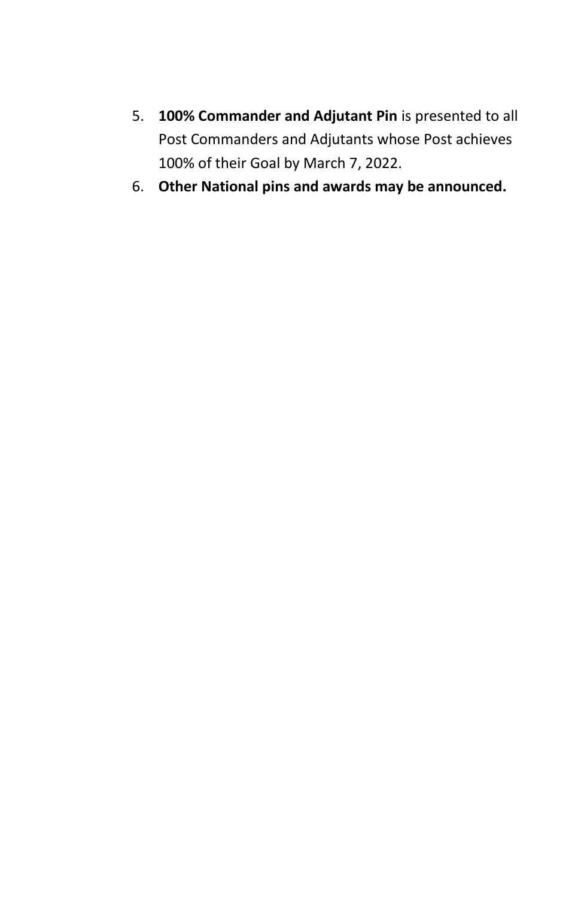5. **100% Commander and Adjutant Pin** is presented to all Post Commanders and Adjutants whose Post achieves 100% of their Goal by March 7, 2022.
6. **Other National pins and awards may be announced.**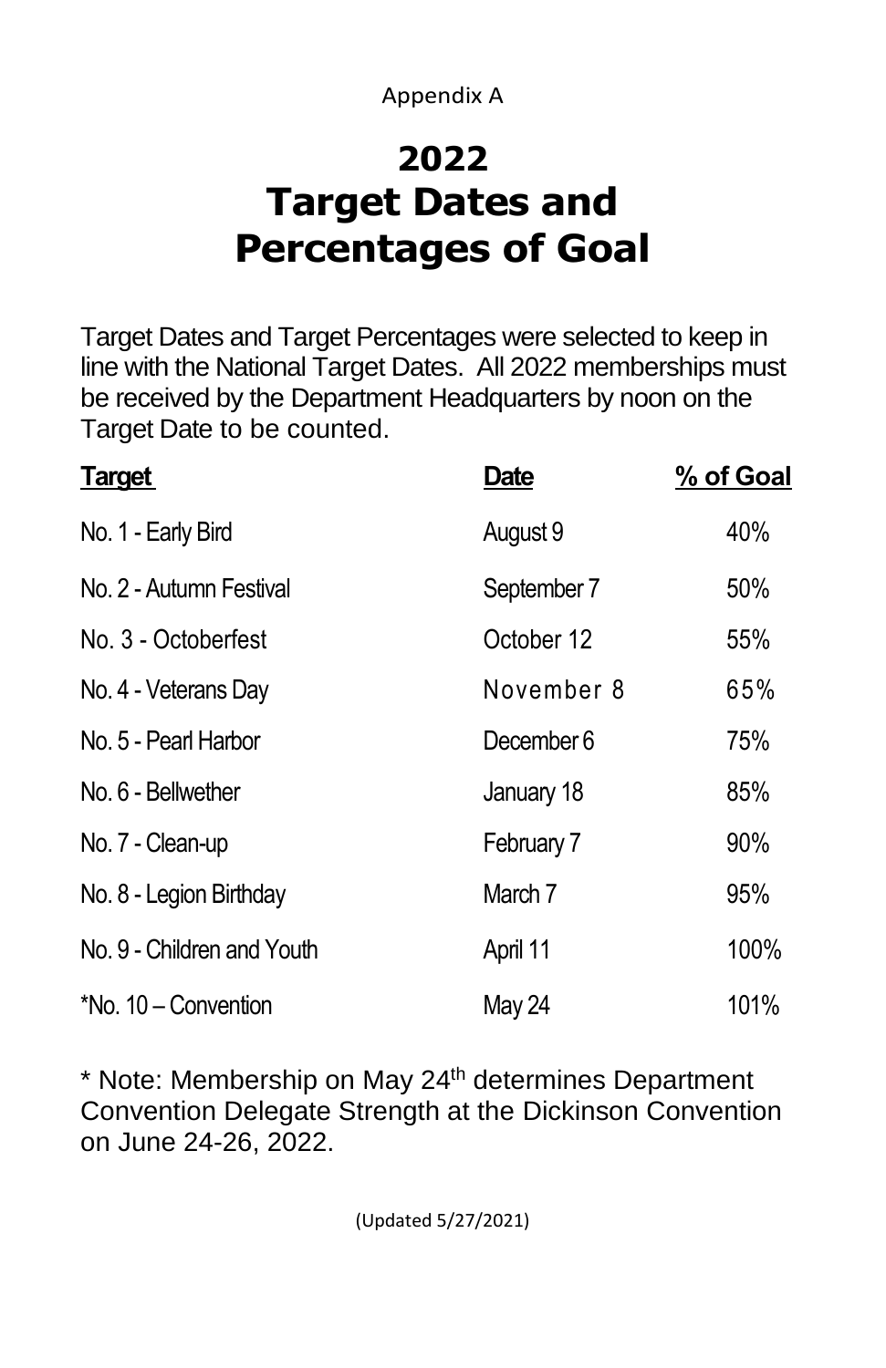Appendix A

# 2022
# Target Dates and Percentages of Goal

Target Dates and Target Percentages were selected to keep in line with the National Target Dates. All 2022 memberships must be received by the Department Headquarters by noon on the Target Date to be counted.

| Target | Date | % of Goal |
|---|---|---|
| No. 1 - Early Bird | August 9 | 40% |
| No. 2 - Autumn Festival | September 7 | 50% |
| No. 3 - Octoberfest | October 12 | 55% |
| No. 4 - Veterans Day | November 8 | 65% |
| No. 5 - Pearl Harbor | December 6 | 75% |
| No. 6 - Bellwether | January 18 | 85% |
| No. 7 - Clean-up | February 7 | 90% |
| No. 8 - Legion Birthday | March 7 | 95% |
| No. 9 - Children and Youth | April 11 | 100% |
| *No. 10 – Convention | May 24 | 101% |

* Note: Membership on May 24th determines Department Convention Delegate Strength at the Dickinson Convention on June 24-26, 2022.

(Updated 5/27/2021)